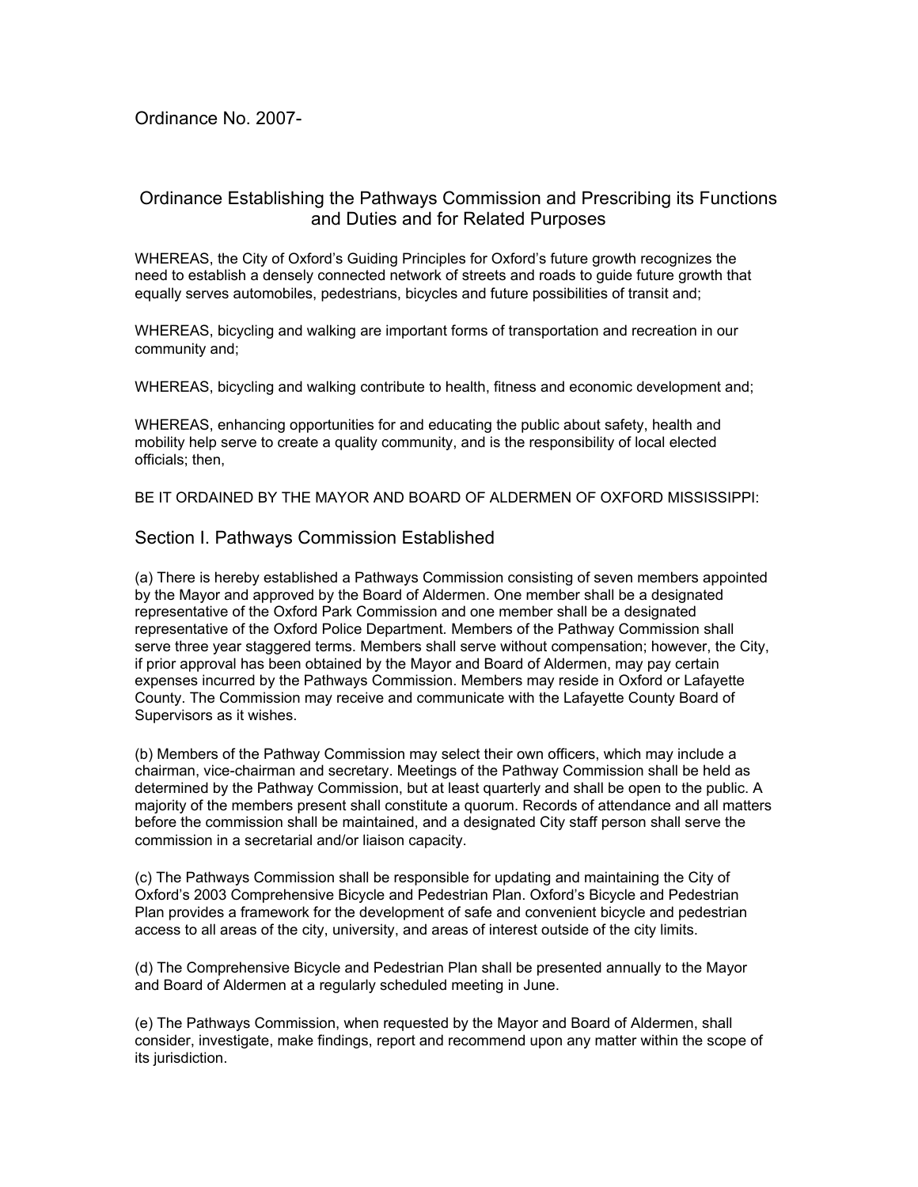Ordinance No. 2007-

# Ordinance Establishing the Pathways Commission and Prescribing its Functions and Duties and for Related Purposes

WHEREAS, the City of Oxford's Guiding Principles for Oxford's future growth recognizes the need to establish a densely connected network of streets and roads to guide future growth that equally serves automobiles, pedestrians, bicycles and future possibilities of transit and;

WHEREAS, bicycling and walking are important forms of transportation and recreation in our community and;

WHEREAS, bicycling and walking contribute to health, fitness and economic development and;

WHEREAS, enhancing opportunities for and educating the public about safety, health and mobility help serve to create a quality community, and is the responsibility of local elected officials; then,

BE IT ORDAINED BY THE MAYOR AND BOARD OF ALDERMEN OF OXFORD MISSISSIPPI:

## Section I. Pathways Commission Established

(a) There is hereby established a Pathways Commission consisting of seven members appointed by the Mayor and approved by the Board of Aldermen. One member shall be a designated representative of the Oxford Park Commission and one member shall be a designated representative of the Oxford Police Department. Members of the Pathway Commission shall serve three year staggered terms. Members shall serve without compensation; however, the City, if prior approval has been obtained by the Mayor and Board of Aldermen, may pay certain expenses incurred by the Pathways Commission. Members may reside in Oxford or Lafayette County. The Commission may receive and communicate with the Lafayette County Board of Supervisors as it wishes.

(b) Members of the Pathway Commission may select their own officers, which may include a chairman, vice-chairman and secretary. Meetings of the Pathway Commission shall be held as determined by the Pathway Commission, but at least quarterly and shall be open to the public. A majority of the members present shall constitute a quorum. Records of attendance and all matters before the commission shall be maintained, and a designated City staff person shall serve the commission in a secretarial and/or liaison capacity.

(c) The Pathways Commission shall be responsible for updating and maintaining the City of Oxford's 2003 Comprehensive Bicycle and Pedestrian Plan. Oxford's Bicycle and Pedestrian Plan provides a framework for the development of safe and convenient bicycle and pedestrian access to all areas of the city, university, and areas of interest outside of the city limits.

(d) The Comprehensive Bicycle and Pedestrian Plan shall be presented annually to the Mayor and Board of Aldermen at a regularly scheduled meeting in June.

(e) The Pathways Commission, when requested by the Mayor and Board of Aldermen, shall consider, investigate, make findings, report and recommend upon any matter within the scope of its jurisdiction.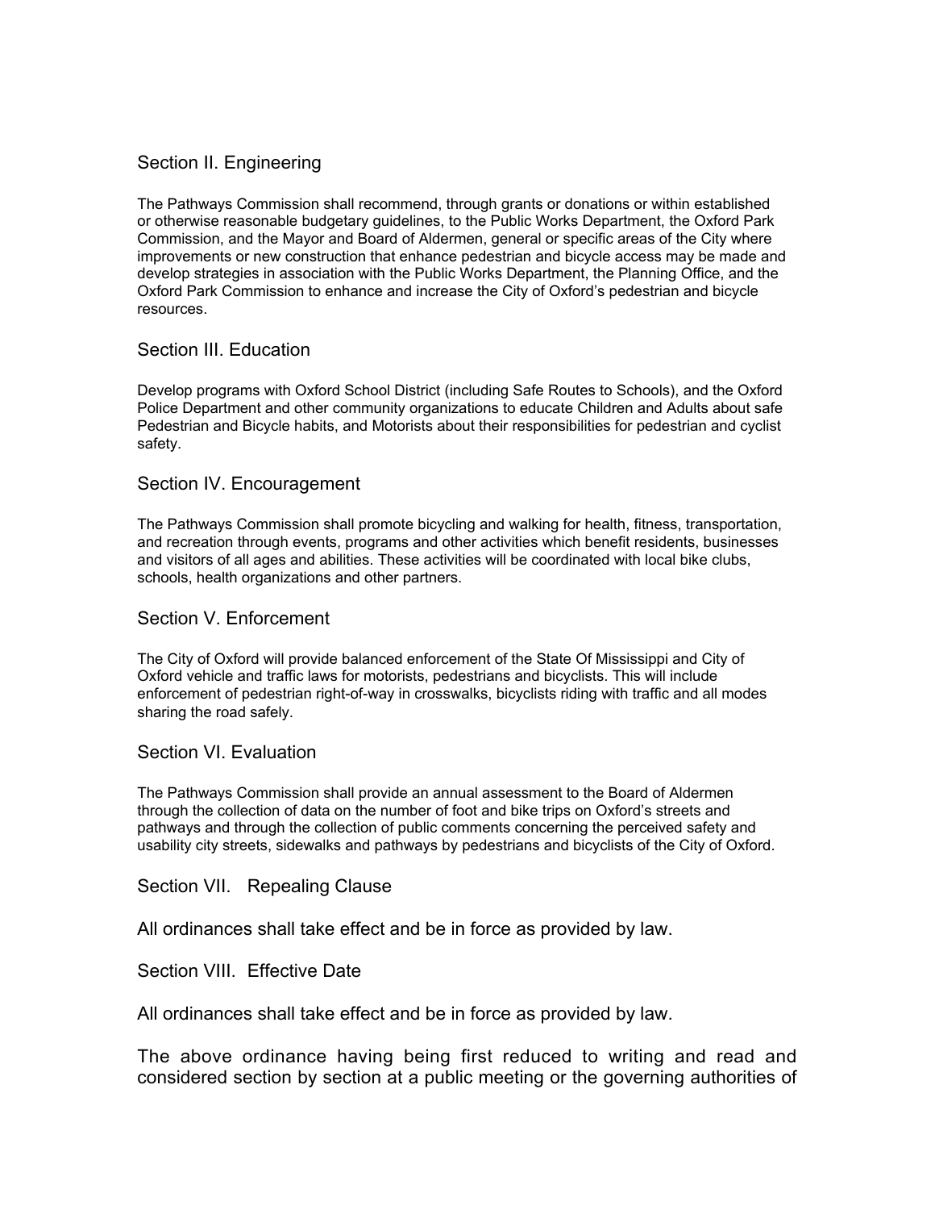## Section II. Engineering

The Pathways Commission shall recommend, through grants or donations or within established or otherwise reasonable budgetary guidelines, to the Public Works Department, the Oxford Park Commission, and the Mayor and Board of Aldermen, general or specific areas of the City where improvements or new construction that enhance pedestrian and bicycle access may be made and develop strategies in association with the Public Works Department, the Planning Office, and the Oxford Park Commission to enhance and increase the City of Oxford's pedestrian and bicycle resources.

## Section III. Education

Develop programs with Oxford School District (including Safe Routes to Schools), and the Oxford Police Department and other community organizations to educate Children and Adults about safe Pedestrian and Bicycle habits, and Motorists about their responsibilities for pedestrian and cyclist safety.

## Section IV. Encouragement

The Pathways Commission shall promote bicycling and walking for health, fitness, transportation, and recreation through events, programs and other activities which benefit residents, businesses and visitors of all ages and abilities. These activities will be coordinated with local bike clubs, schools, health organizations and other partners.

## Section V. Enforcement

The City of Oxford will provide balanced enforcement of the State Of Mississippi and City of Oxford vehicle and traffic laws for motorists, pedestrians and bicyclists. This will include enforcement of pedestrian right-of-way in crosswalks, bicyclists riding with traffic and all modes sharing the road safely.

## Section VI. Evaluation

The Pathways Commission shall provide an annual assessment to the Board of Aldermen through the collection of data on the number of foot and bike trips on Oxford's streets and pathways and through the collection of public comments concerning the perceived safety and usability city streets, sidewalks and pathways by pedestrians and bicyclists of the City of Oxford.

## Section VII. Repealing Clause

All ordinances shall take effect and be in force as provided by law.

## Section VIII. Effective Date

All ordinances shall take effect and be in force as provided by law.

The above ordinance having being first reduced to writing and read and considered section by section at a public meeting or the governing authorities of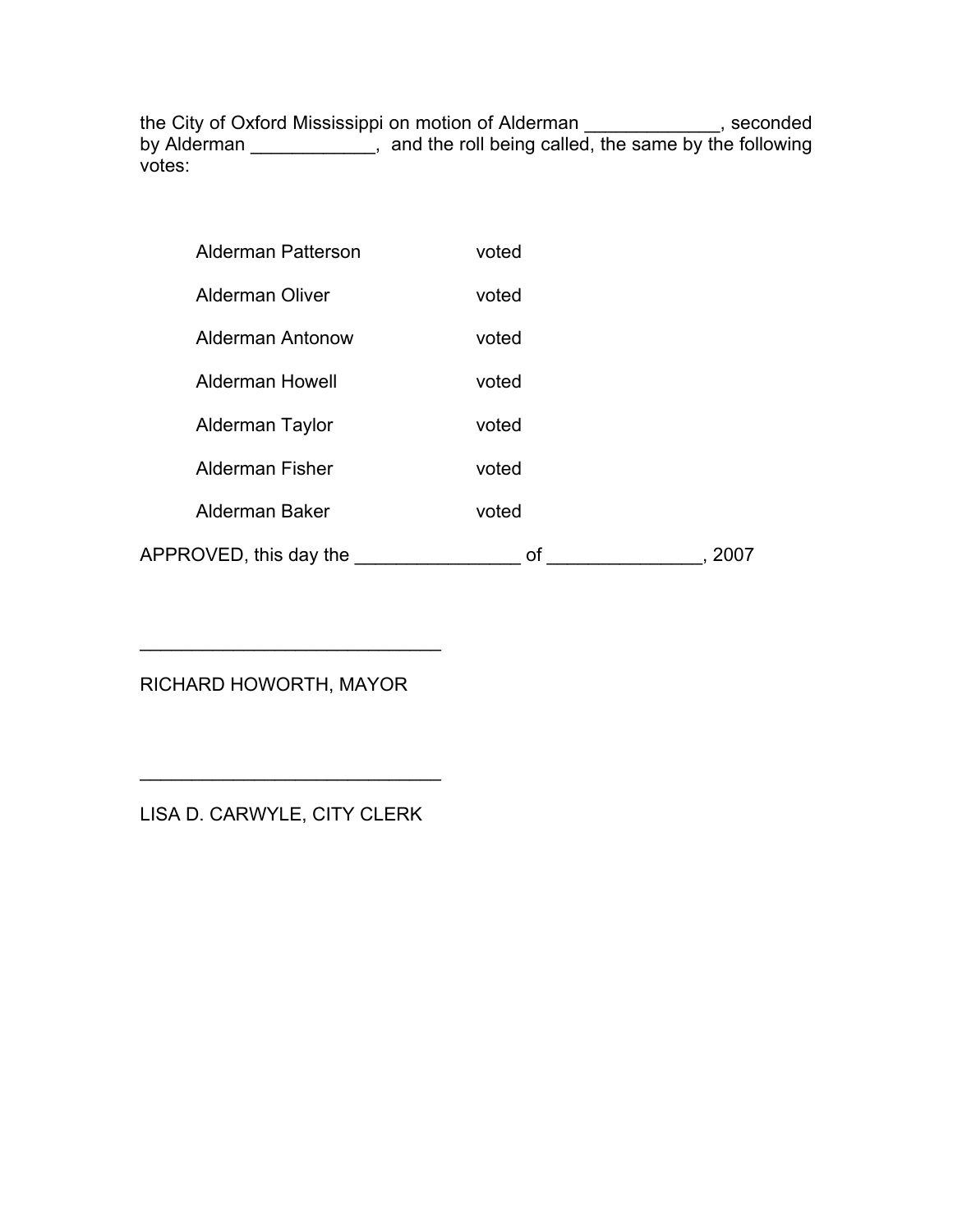the City of Oxford Mississippi on motion of Alderman _____________, seconded by Alderman ____________, and the roll being called, the same by the following votes:

| | |
|---|---|
| Alderman Patterson | voted |
| Alderman Oliver | voted |
| Alderman Antonow | voted |
| Alderman Howell | voted |
| Alderman Taylor | voted |
| Alderman Fisher | voted |
| Alderman Baker | voted |

APPROVED, this day the ________________ of _______________, 2007

_____________________________

RICHARD HOWORTH, MAYOR

_____________________________

LISA D. CARWYLE, CITY CLERK